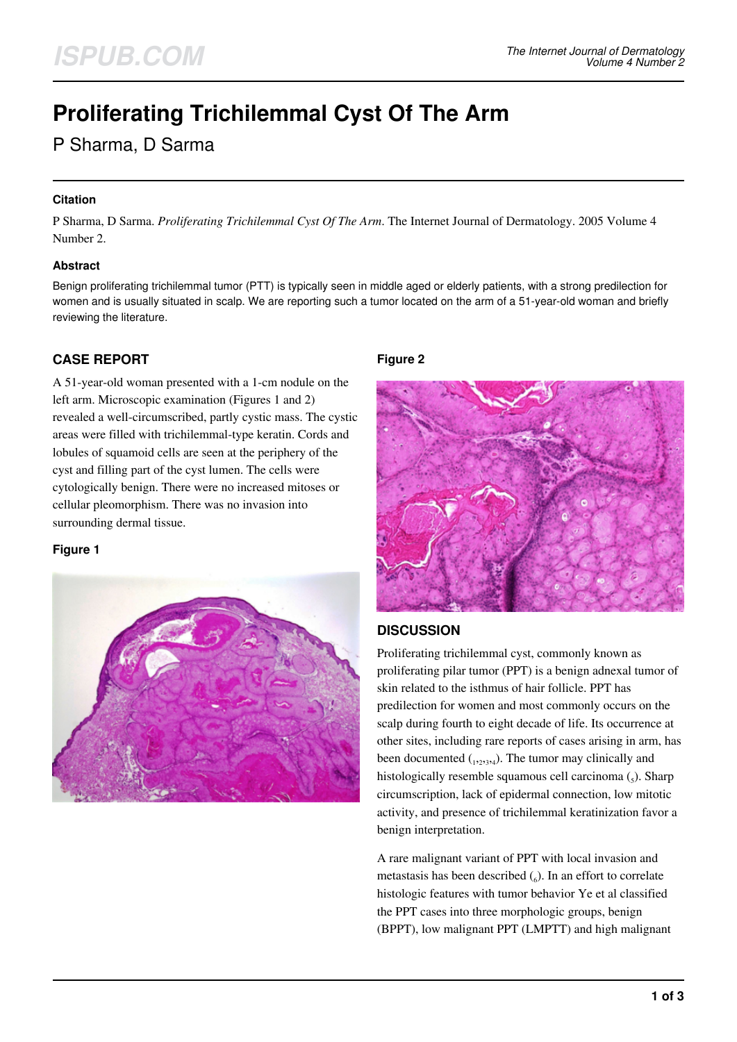# Proliferating Trichilemmal Cyst Of The Arm

P Sharma, D Sarma

## Citation

P Sharma, D Sarma. *Proliferating Trichilemmal Cyst Of The Arm*. The Internet Journal of Dermatology. 2005 Volume 4 Number 2.

## Abstract

Benign proliferating trichilemmal tumor (PTT) is typically seen in middle aged or elderly patients, with a strong predilection for women and is usually situated in scalp. We are reporting such a tumor located on the arm of a 51-year-old woman and briefly reviewing the literature.

## CASE REPORT

A 51-year-old woman presented with a 1-cm nodule on the left arm. Microscopic examination (Figures 1 and 2) revealed a well-circumscribed, partly cystic mass. The cystic areas were filled with trichilemmal-type keratin. Cords and lobules of squamoid cells are seen at the periphery of the cyst and filling part of the cyst lumen. The cells were cytologically benign. There were no increased mitoses or cellular pleomorphism. There was no invasion into surrounding dermal tissue.

**Figure 1**

**Figure 2**

## DISCUSSION

Proliferating trichilemmal cyst, commonly known as proliferating pilar tumor (PPT) is a benign adnexal tumor of skin related to the isthmus of hair follicle. PPT has predilection for women and most commonly occurs on the scalp during fourth to eight decade of life. Its occurrence at other sites, including rare reports of cases arising in arm, has been documented ([1,2,3,4]). The tumor may clinically and histologically resemble squamous cell carcinoma ([5]). Sharp circumscription, lack of epidermal connection, low mitotic activity, and presence of trichilemmal keratinization favor a benign interpretation.

A rare malignant variant of PPT with local invasion and metastasis has been described ([6]). In an effort to correlate histologic features with tumor behavior Ye et al classified the PPT cases into three morphologic groups, benign (BPPT), low malignant PPT (LMPTT) and high malignant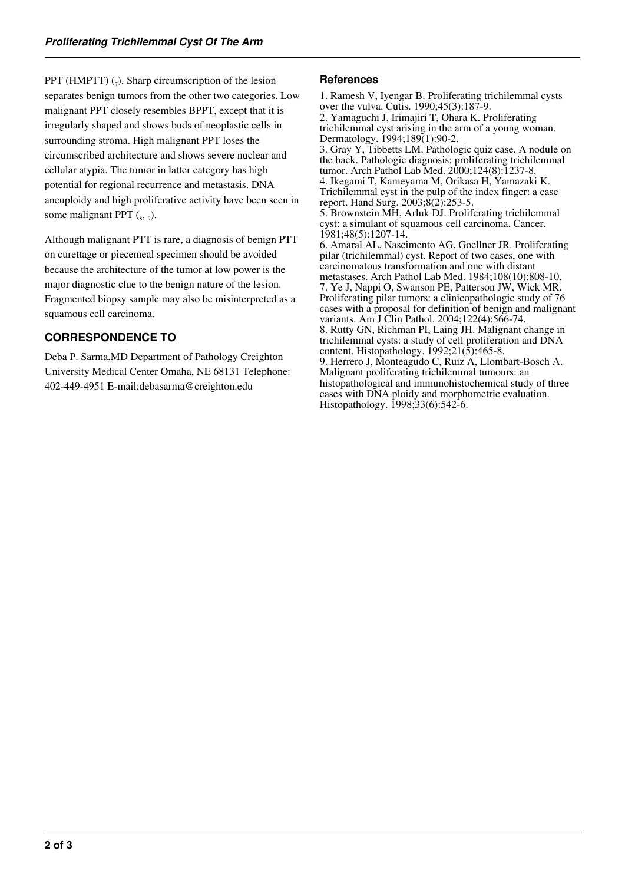PPT (HMPTT) [7]. Sharp circumscription of the lesion separates benign tumors from the other two categories. Low malignant PPT closely resembles BPPT, except that it is irregularly shaped and shows buds of neoplastic cells in surrounding stroma. High malignant PPT loses the circumscribed architecture and shows severe nuclear and cellular atypia. The tumor in latter category has high potential for regional recurrence and metastasis. DNA aneuploidy and high proliferative activity have been seen in some malignant PPT [8, 9].

Although malignant PTT is rare, a diagnosis of benign PTT on curettage or piecemeal specimen should be avoided because the architecture of the tumor at low power is the major diagnostic clue to the benign nature of the lesion. Fragmented biopsy sample may also be misinterpreted as a squamous cell carcinoma.

## CORRESPONDENCE TO

Deba P. Sarma,MD Department of Pathology Creighton University Medical Center Omaha, NE 68131 Telephone: 402-449-4951 E-mail:debasarma@creighton.edu

## References

1. Ramesh V, Iyengar B. Proliferating trichilemmal cysts over the vulva. Cutis. 1990;45(3):187-9.
2. Yamaguchi J, Irimajiri T, Ohara K. Proliferating trichilemmal cyst arising in the arm of a young woman. Dermatology. 1994;189(1):90-2.
3. Gray Y, Tibbetts LM. Pathologic quiz case. A nodule on the back. Pathologic diagnosis: proliferating trichilemmal tumor. Arch Pathol Lab Med. 2000;124(8):1237-8.
4. Ikegami T, Kameyama M, Orikasa H, Yamazaki K. Trichilemmal cyst in the pulp of the index finger: a case report. Hand Surg. 2003;8(2):253-5.
5. Brownstein MH, Arluk DJ. Proliferating trichilemmal cyst: a simulant of squamous cell carcinoma. Cancer. 1981;48(5):1207-14.
6. Amaral AL, Nascimento AG, Goellner JR. Proliferating pilar (trichilemmal) cyst. Report of two cases, one with carcinomatous transformation and one with distant metastases. Arch Pathol Lab Med. 1984;108(10):808-10.
7. Ye J, Nappi O, Swanson PE, Patterson JW, Wick MR. Proliferating pilar tumors: a clinicopathologic study of 76 cases with a proposal for definition of benign and malignant variants. Am J Clin Pathol. 2004;122(4):566-74.
8. Rutty GN, Richman PI, Laing JH. Malignant change in trichilemmal cysts: a study of cell proliferation and DNA content. Histopathology. 1992;21(5):465-8.
9. Herrero J, Monteagudo C, Ruiz A, Llombart-Bosch A. Malignant proliferating trichilemmal tumours: an histopathological and immunohistochemical study of three cases with DNA ploidy and morphometric evaluation. Histopathology. 1998;33(6):542-6.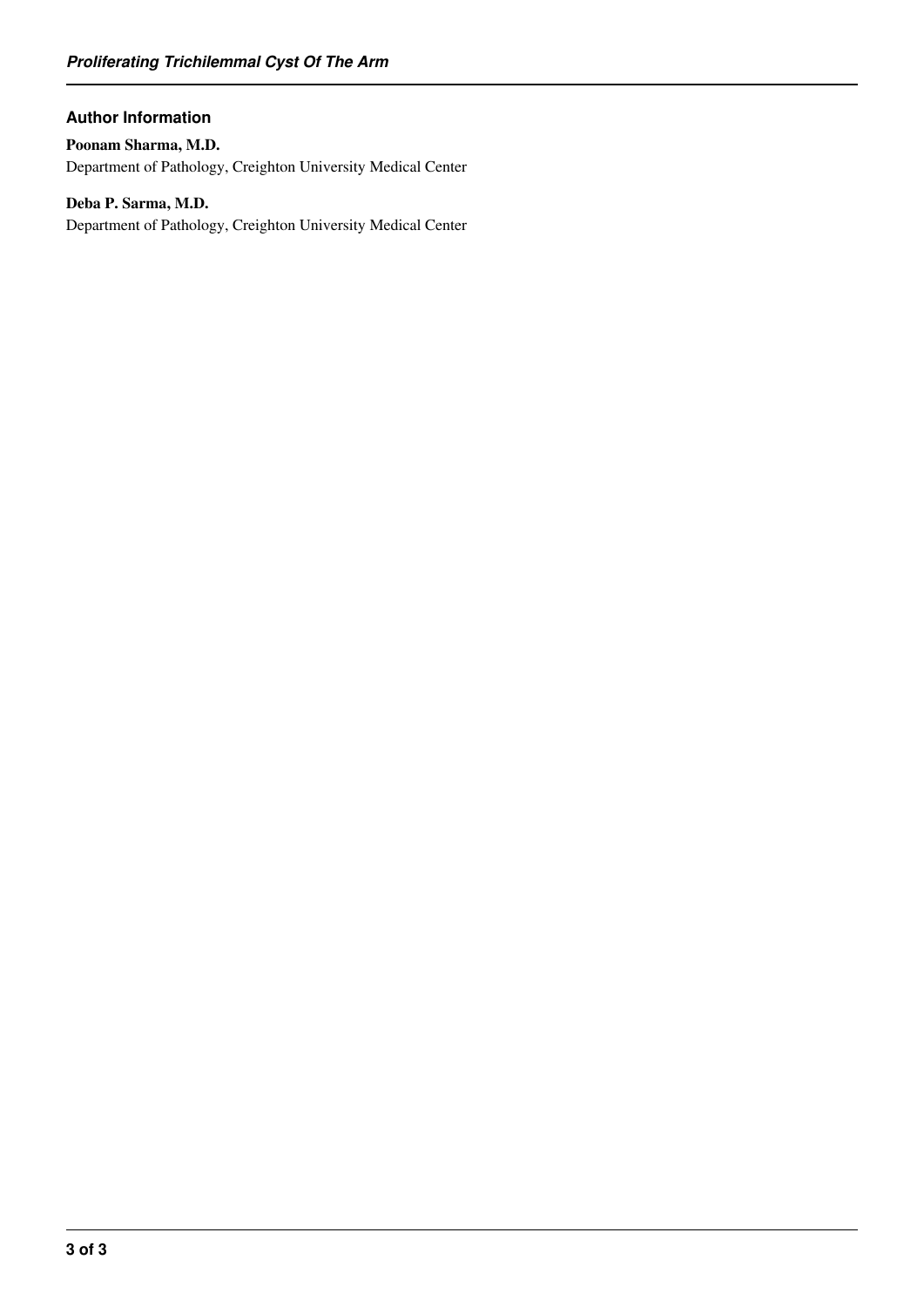### Author Information

**Poonam Sharma, M.D.**
Department of Pathology, Creighton University Medical Center

**Deba P. Sarma, M.D.**
Department of Pathology, Creighton University Medical Center